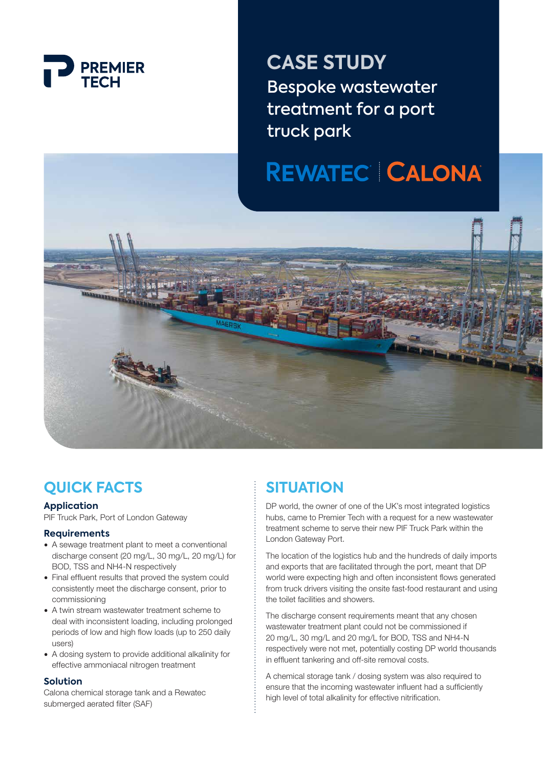PREMIER TECH

# CASE STUDY

## Bespoke wastewater treatment for a port truck park

REWATEC | CALONA

## QUICK FACTS

### Application

PIF Truck Park, Port of London Gateway

### Requirements

- A sewage treatment plant to meet a conventional discharge consent (20 mg/L, 30 mg/L, 20 mg/L) for BOD, TSS and NH4-N respectively
- Final effluent results that proved the system could consistently meet the discharge consent, prior to commissioning
- A twin stream wastewater treatment scheme to deal with inconsistent loading, including prolonged periods of low and high flow loads (up to 250 daily users)
- A dosing system to provide additional alkalinity for effective ammoniacal nitrogen treatment

### Solution

Calona chemical storage tank and a Rewatec submerged aerated filter (SAF)

## SITUATION

DP world, the owner of one of the UK's most integrated logistics hubs, came to Premier Tech with a request for a new wastewater treatment scheme to serve their new PIF Truck Park within the London Gateway Port.

The location of the logistics hub and the hundreds of daily imports and exports that are facilitated through the port, meant that DP world were expecting high and often inconsistent flows generated from truck drivers visiting the onsite fast-food restaurant and using the toilet facilities and showers.

The discharge consent requirements meant that any chosen wastewater treatment plant could not be commissioned if 20 mg/L, 30 mg/L and 20 mg/L for BOD, TSS and NH4-N respectively were not met, potentially costing DP world thousands in effluent tankering and off-site removal costs.

A chemical storage tank / dosing system was also required to ensure that the incoming wastewater influent had a sufficiently high level of total alkalinity for effective nitrification.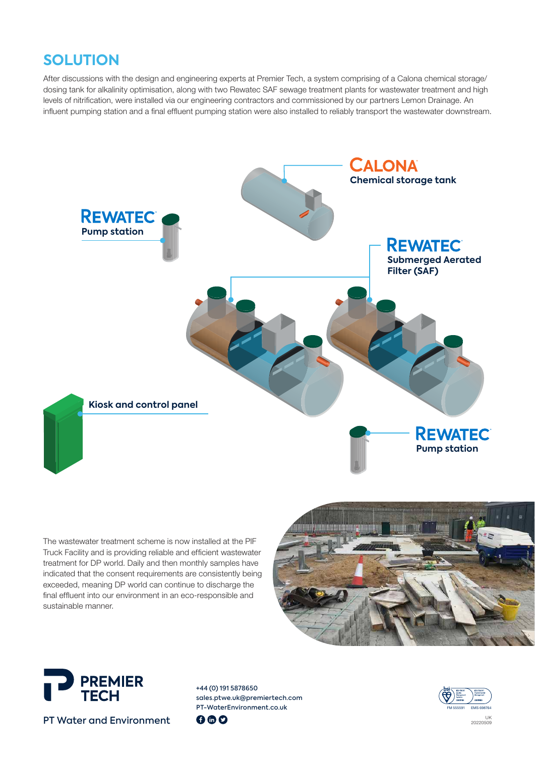## SOLUTION

After discussions with the design and engineering experts at Premier Tech, a system comprising of a Calona chemical storage/dosing tank for alkalinity optimisation, along with two Rewatec SAF sewage treatment plants for wastewater treatment and high levels of nitrification, were installed via our engineering contractors and commissioned by our partners Lemon Drainage. An influent pumping station and a final effluent pumping station were also installed to reliably transport the wastewater downstream.

CALONA
Chemical storage tank

REWATEC
Pump station

REWATEC
Submerged Aerated Filter (SAF)

Kiosk and control panel

REWATEC
Pump station

The wastewater treatment scheme is now installed at the PIF Truck Facility and is providing reliable and efficient wastewater treatment for DP world. Daily and then monthly samples have indicated that the consent requirements are consistently being exceeded, meaning DP world can continue to discharge the final effluent into our environment in an eco-responsible and sustainable manner.

PREMIER TECH

PT Water and Environment

+44 (0) 191 5878650
sales.ptwe.uk@premiertech.com
PT-WaterEnvironment.co.uk

FM 555591 EMS 698764

UK
20220509